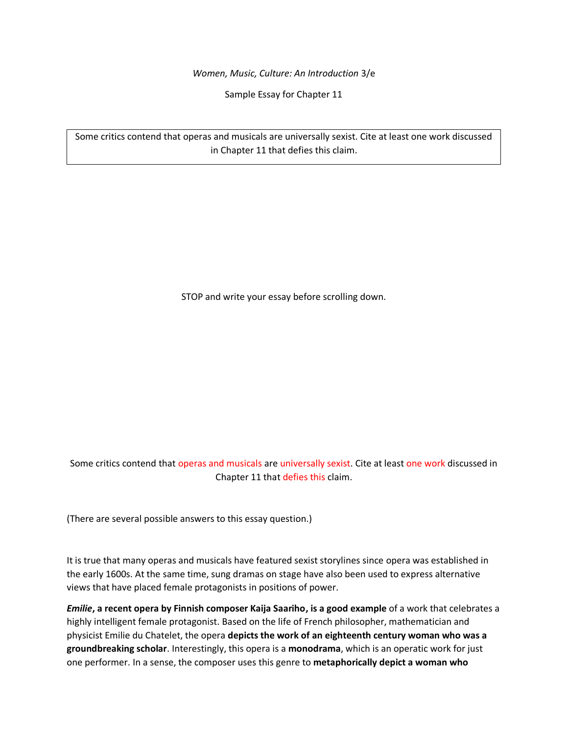*Women, Music, Culture: An Introduction* 3/e

Sample Essay for Chapter 11

| Some critics contend that operas and musicals are universally sexist. Cite at least one work discussed in Chapter 11 that defies this claim. |
| --- |

STOP and write your essay before scrolling down.

Some critics contend that operas and musicals are universally sexist. Cite at least one work discussed in Chapter 11 that defies this claim.

(There are several possible answers to this essay question.)

It is true that many operas and musicals have featured sexist storylines since opera was established in the early 1600s. At the same time, sung dramas on stage have also been used to express alternative views that have placed female protagonists in positions of power.

***Emilie*, a recent opera by Finnish composer Kaija Saariho, is a good example** of a work that celebrates a highly intelligent female protagonist. Based on the life of French philosopher, mathematician and physicist Emilie du Chatelet, the opera **depicts the work of an eighteenth century woman who was a groundbreaking scholar**. Interestingly, this opera is a **monodrama**, which is an operatic work for just one performer. In a sense, the composer uses this genre to **metaphorically depict a woman who**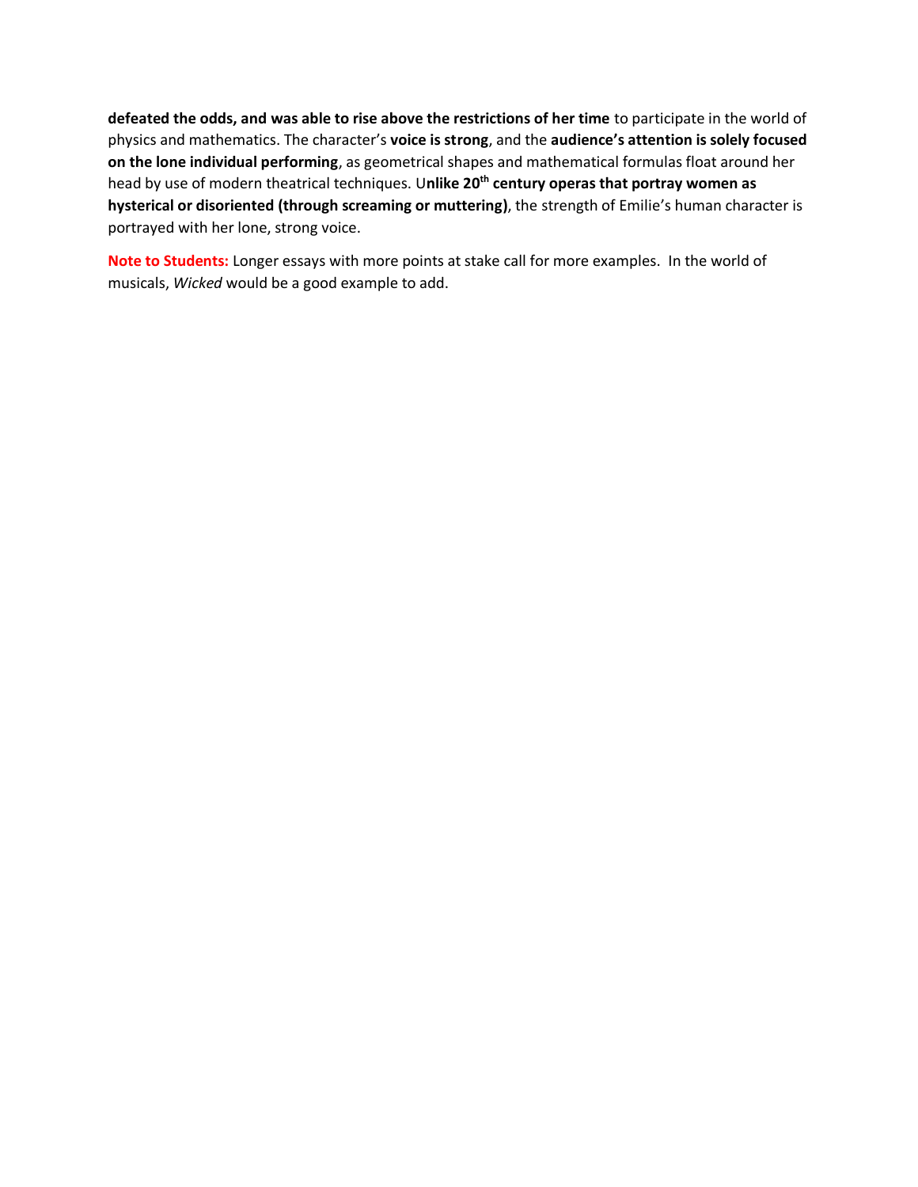**defeated the odds, and was able to rise above the restrictions of her time** to participate in the world of physics and mathematics. The character's **voice is strong**, and the **audience's attention is solely focused on the lone individual performing**, as geometrical shapes and mathematical formulas float around her head by use of modern theatrical techniques. U**nlike 20th century operas that portray women as hysterical or disoriented (through screaming or muttering)**, the strength of Emilie's human character is portrayed with her lone, strong voice.

**Note to Students:** Longer essays with more points at stake call for more examples. In the world of musicals, *Wicked* would be a good example to add.